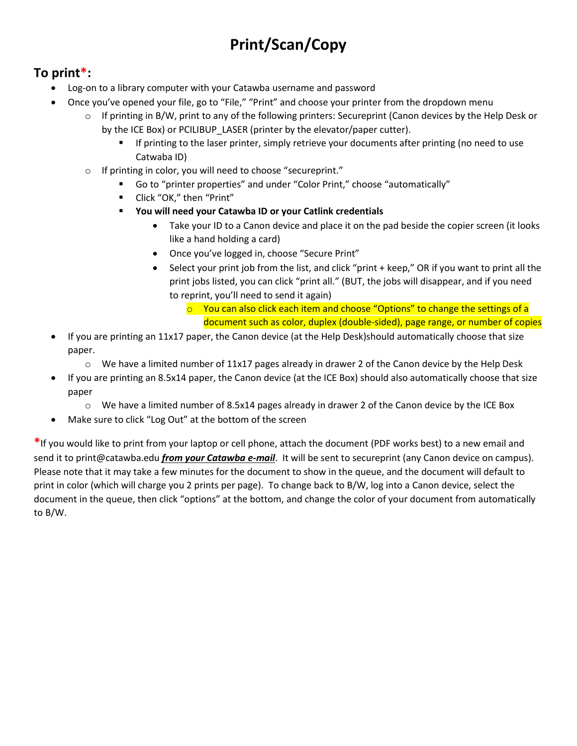# Print/Scan/Copy

## To print*:

- Log-on to a library computer with your Catawba username and password
- Once you've opened your file, go to "File," "Print" and choose your printer from the dropdown menu
  - If printing in B/W, print to any of the following printers: Secureprint (Canon devices by the Help Desk or by the ICE Box) or PCILIBUP_LASER (printer by the elevator/paper cutter).
    - If printing to the laser printer, simply retrieve your documents after printing (no need to use Catwaba ID)
  - If printing in color, you will need to choose "secureprint."
    - Go to "printer properties" and under "Color Print," choose "automatically"
    - Click "OK," then "Print"
    - **You will need your Catawba ID or your Catlink credentials**
      - Take your ID to a Canon device and place it on the pad beside the copier screen (it looks like a hand holding a card)
      - Once you've logged in, choose "Secure Print"
      - Select your print job from the list, and click "print + keep," OR if you want to print all the print jobs listed, you can click "print all." (BUT, the jobs will disappear, and if you need to reprint, you'll need to send it again)
        - You can also click each item and choose "Options" to change the settings of a document such as color, duplex (double-sided), page range, or number of copies
- If you are printing an 11x17 paper, the Canon device (at the Help Desk)should automatically choose that size paper.
  - We have a limited number of 11x17 pages already in drawer 2 of the Canon device by the Help Desk
- If you are printing an 8.5x14 paper, the Canon device (at the ICE Box) should also automatically choose that size paper
  - We have a limited number of 8.5x14 pages already in drawer 2 of the Canon device by the ICE Box
- Make sure to click "Log Out" at the bottom of the screen

*If you would like to print from your laptop or cell phone, attach the document (PDF works best) to a new email and send it to print@catawba.edu ***from your Catawba e-mail***. It will be sent to secureprint (any Canon device on campus). Please note that it may take a few minutes for the document to show in the queue, and the document will default to print in color (which will charge you 2 prints per page). To change back to B/W, log into a Canon device, select the document in the queue, then click "options" at the bottom, and change the color of your document from automatically to B/W.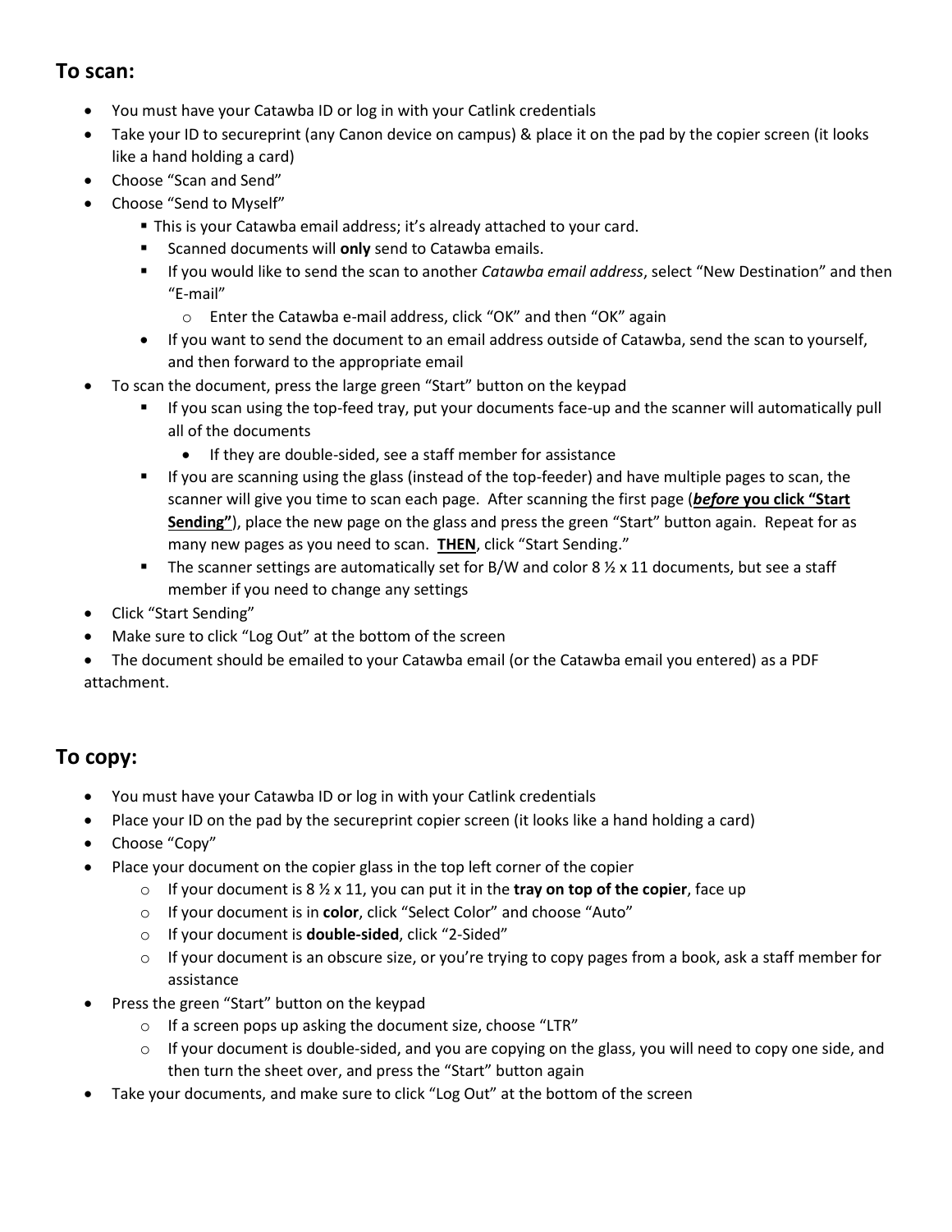## To scan:

- You must have your Catawba ID or log in with your Catlink credentials
- Take your ID to secureprint (any Canon device on campus) & place it on the pad by the copier screen (it looks like a hand holding a card)
- Choose "Scan and Send"
- Choose "Send to Myself"
  - This is your Catawba email address; it's already attached to your card.
  - Scanned documents will **only** send to Catawba emails.
  - If you would like to send the scan to another *Catawba email address*, select "New Destination" and then "E-mail"
    - Enter the Catawba e-mail address, click "OK" and then "OK" again
  - If you want to send the document to an email address outside of Catawba, send the scan to yourself, and then forward to the appropriate email
- To scan the document, press the large green "Start" button on the keypad
  - If you scan using the top-feed tray, put your documents face-up and the scanner will automatically pull all of the documents
    - If they are double-sided, see a staff member for assistance
  - If you are scanning using the glass (instead of the top-feeder) and have multiple pages to scan, the scanner will give you time to scan each page. After scanning the first page (***before*** **you click "Start Sending"**), place the new page on the glass and press the green "Start" button again. Repeat for as many new pages as you need to scan. **THEN**, click "Start Sending."
  - The scanner settings are automatically set for B/W and color 8 ½ x 11 documents, but see a staff member if you need to change any settings
- Click "Start Sending"
- Make sure to click "Log Out" at the bottom of the screen
- The document should be emailed to your Catawba email (or the Catawba email you entered) as a PDF attachment.

## To copy:

- You must have your Catawba ID or log in with your Catlink credentials
- Place your ID on the pad by the secureprint copier screen (it looks like a hand holding a card)
- Choose "Copy"
- Place your document on the copier glass in the top left corner of the copier
  - If your document is 8 ½ x 11, you can put it in the **tray on top of the copier**, face up
  - If your document is in **color**, click "Select Color" and choose "Auto"
  - If your document is **double-sided**, click "2-Sided"
  - If your document is an obscure size, or you're trying to copy pages from a book, ask a staff member for assistance
- Press the green "Start" button on the keypad
  - If a screen pops up asking the document size, choose "LTR"
  - If your document is double-sided, and you are copying on the glass, you will need to copy one side, and then turn the sheet over, and press the "Start" button again
- Take your documents, and make sure to click "Log Out" at the bottom of the screen